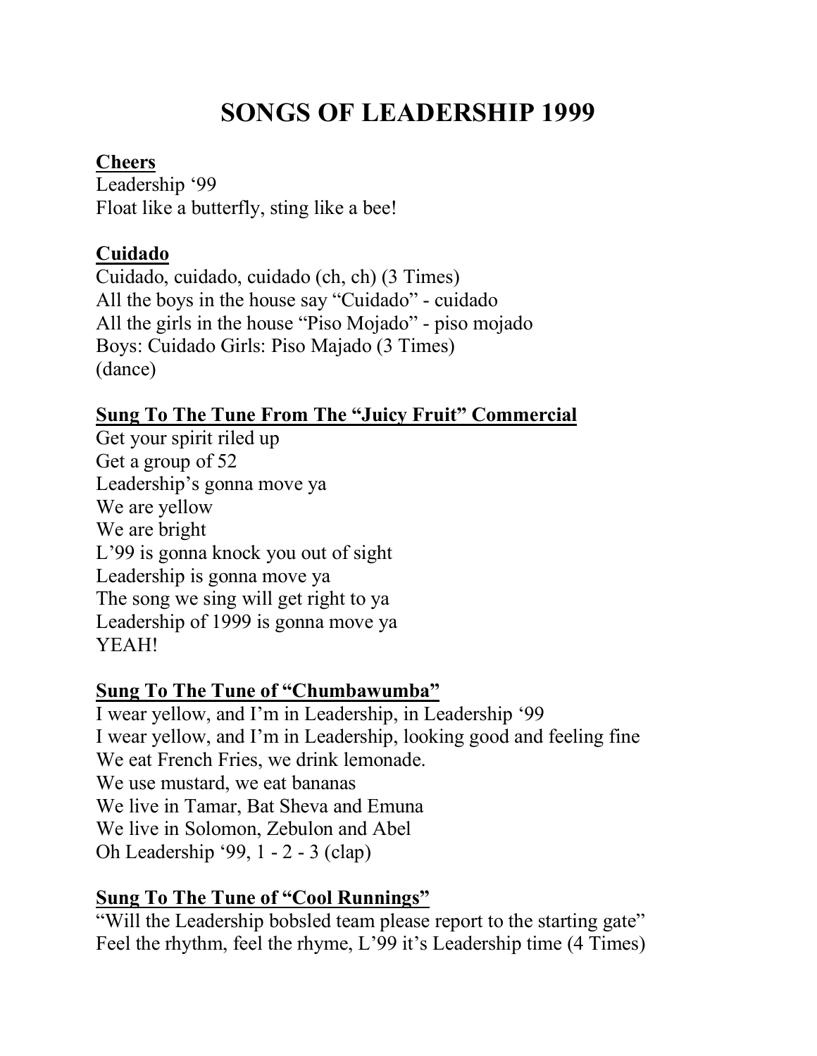# SONGS OF LEADERSHIP 1999

**<u>Cheers</u>**

Leadership '99
Float like a butterfly, sting like a bee!

**<u>Cuidado</u>**

Cuidado, cuidado, cuidado (ch, ch) (3 Times)
All the boys in the house say "Cuidado" - cuidado
All the girls in the house "Piso Mojado" - piso mojado
Boys: Cuidado Girls: Piso Majado (3 Times)
(dance)

**<u>Sung To The Tune From The "Juicy Fruit" Commercial</u>**

Get your spirit riled up
Get a group of 52
Leadership's gonna move ya
We are yellow
We are bright
L'99 is gonna knock you out of sight
Leadership is gonna move ya
The song we sing will get right to ya
Leadership of 1999 is gonna move ya
YEAH!

**<u>Sung To The Tune of "Chumbawumba"</u>**

I wear yellow, and I'm in Leadership, in Leadership '99
I wear yellow, and I'm in Leadership, looking good and feeling fine
We eat French Fries, we drink lemonade.
We use mustard, we eat bananas
We live in Tamar, Bat Sheva and Emuna
We live in Solomon, Zebulon and Abel
Oh Leadership '99, 1 - 2 - 3 (clap)

**<u>Sung To The Tune of "Cool Runnings"</u>**

"Will the Leadership bobsled team please report to the starting gate"
Feel the rhythm, feel the rhyme, L'99 it's Leadership time (4 Times)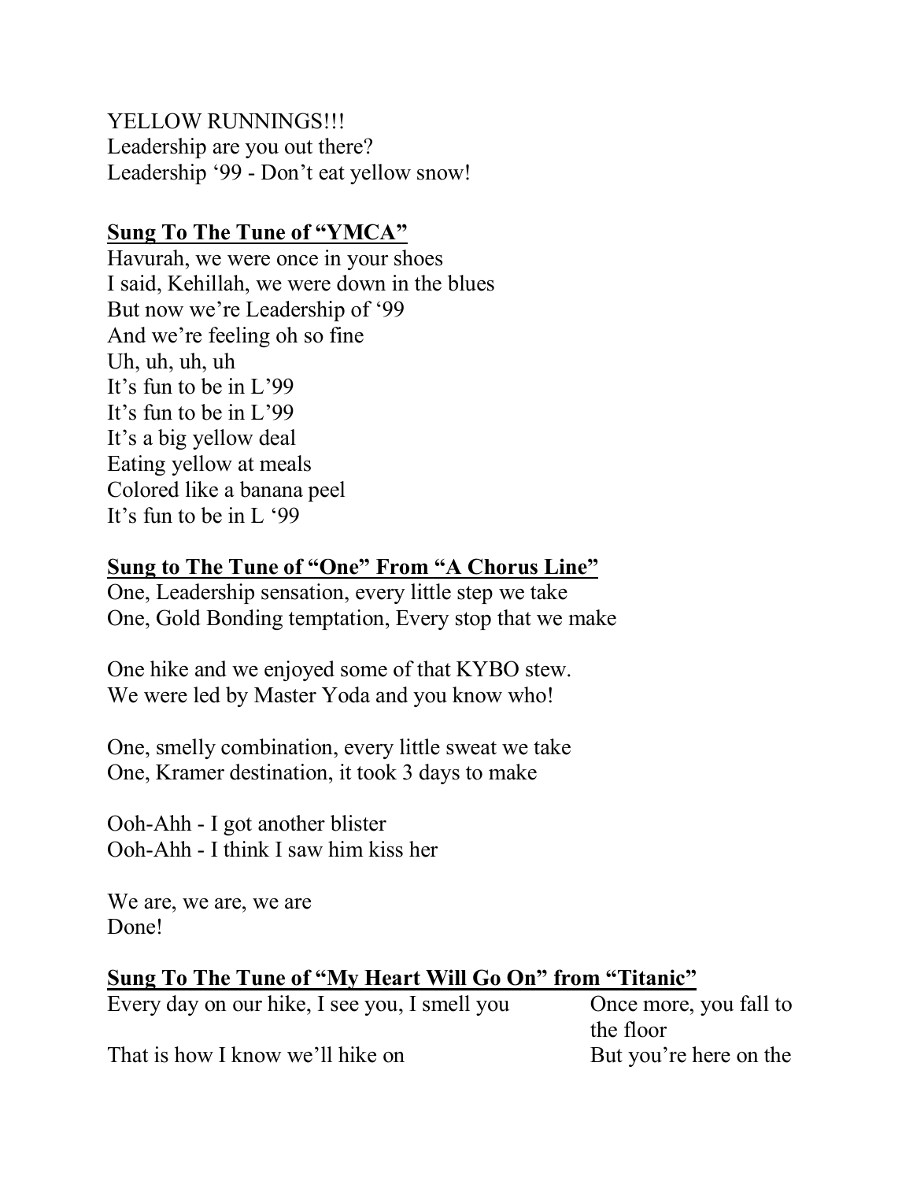YELLOW RUNNINGS!!!
Leadership are you out there?
Leadership '99 - Don't eat yellow snow!

**Sung To The Tune of "YMCA"**

Havurah, we were once in your shoes
I said, Kehillah, we were down in the blues
But now we're Leadership of '99
And we're feeling oh so fine
Uh, uh, uh, uh
It's fun to be in L'99
It's fun to be in L'99
It's a big yellow deal
Eating yellow at meals
Colored like a banana peel
It's fun to be in L '99

**Sung to The Tune of "One" From "A Chorus Line"**

One, Leadership sensation, every little step we take
One, Gold Bonding temptation, Every stop that we make

One hike and we enjoyed some of that KYBO stew.
We were led by Master Yoda and you know who!

One, smelly combination, every little sweat we take
One, Kramer destination, it took 3 days to make

Ooh-Ahh - I got another blister
Ooh-Ahh - I think I saw him kiss her

We are, we are, we are
Done!

**Sung To The Tune of "My Heart Will Go On" from "Titanic"**

Every day on our hike, I see you, I smell you
That is how I know we'll hike on

Once more, you fall to the floor
But you're here on the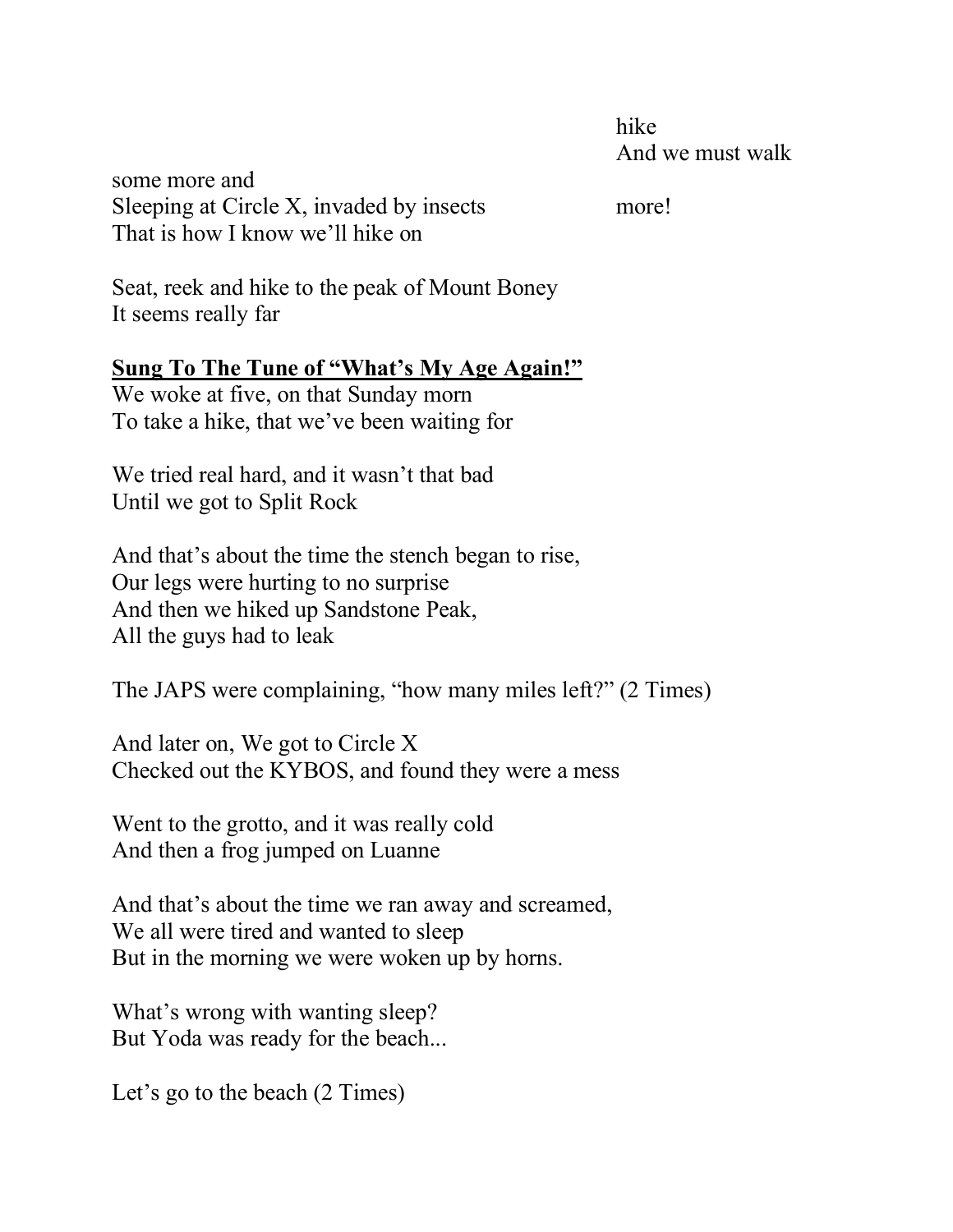hike
And we must walk

some more and
Sleeping at Circle X, invaded by insects
That is how I know we'll hike on

more!

Seat, reek and hike to the peak of Mount Boney
It seems really far

**<u>Sung To The Tune of "What's My Age Again!"</u>**

We woke at five, on that Sunday morn
To take a hike, that we've been waiting for

We tried real hard, and it wasn't that bad
Until we got to Split Rock

And that's about the time the stench began to rise,
Our legs were hurting to no surprise
And then we hiked up Sandstone Peak,
All the guys had to leak

The JAPS were complaining, "how many miles left?" (2 Times)

And later on, We got to Circle X
Checked out the KYBOS, and found they were a mess

Went to the grotto, and it was really cold
And then a frog jumped on Luanne

And that's about the time we ran away and screamed,
We all were tired and wanted to sleep
But in the morning we were woken up by horns.

What's wrong with wanting sleep?
But Yoda was ready for the beach...

Let's go to the beach (2 Times)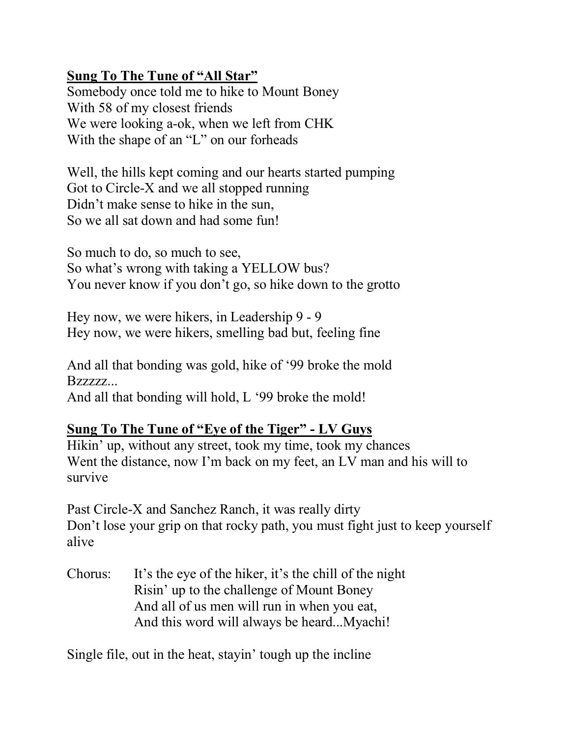**Sung To The Tune of "All Star"**

Somebody once told me to hike to Mount Boney
With 58 of my closest friends
We were looking a-ok, when we left from CHK
With the shape of an "L" on our forheads

Well, the hills kept coming and our hearts started pumping
Got to Circle-X and we all stopped running
Didn't make sense to hike in the sun,
So we all sat down and had some fun!

So much to do, so much to see,
So what's wrong with taking a YELLOW bus?
You never know if you don't go, so hike down to the grotto

Hey now, we were hikers, in Leadership 9 - 9
Hey now, we were hikers, smelling bad but, feeling fine

And all that bonding was gold, hike of '99 broke the mold
Bzzzzz...
And all that bonding will hold, L '99 broke the mold!

**Sung To The Tune of "Eye of the Tiger" - LV Guys**

Hikin' up, without any street, took my time, took my chances
Went the distance, now I'm back on my feet, an LV man and his will to survive

Past Circle-X and Sanchez Ranch, it was really dirty
Don't lose your grip on that rocky path, you must fight just to keep yourself alive

Chorus: It's the eye of the hiker, it's the chill of the night
Risin' up to the challenge of Mount Boney
And all of us men will run in when you eat,
And this word will always be heard...Myachi!

Single file, out in the heat, stayin' tough up the incline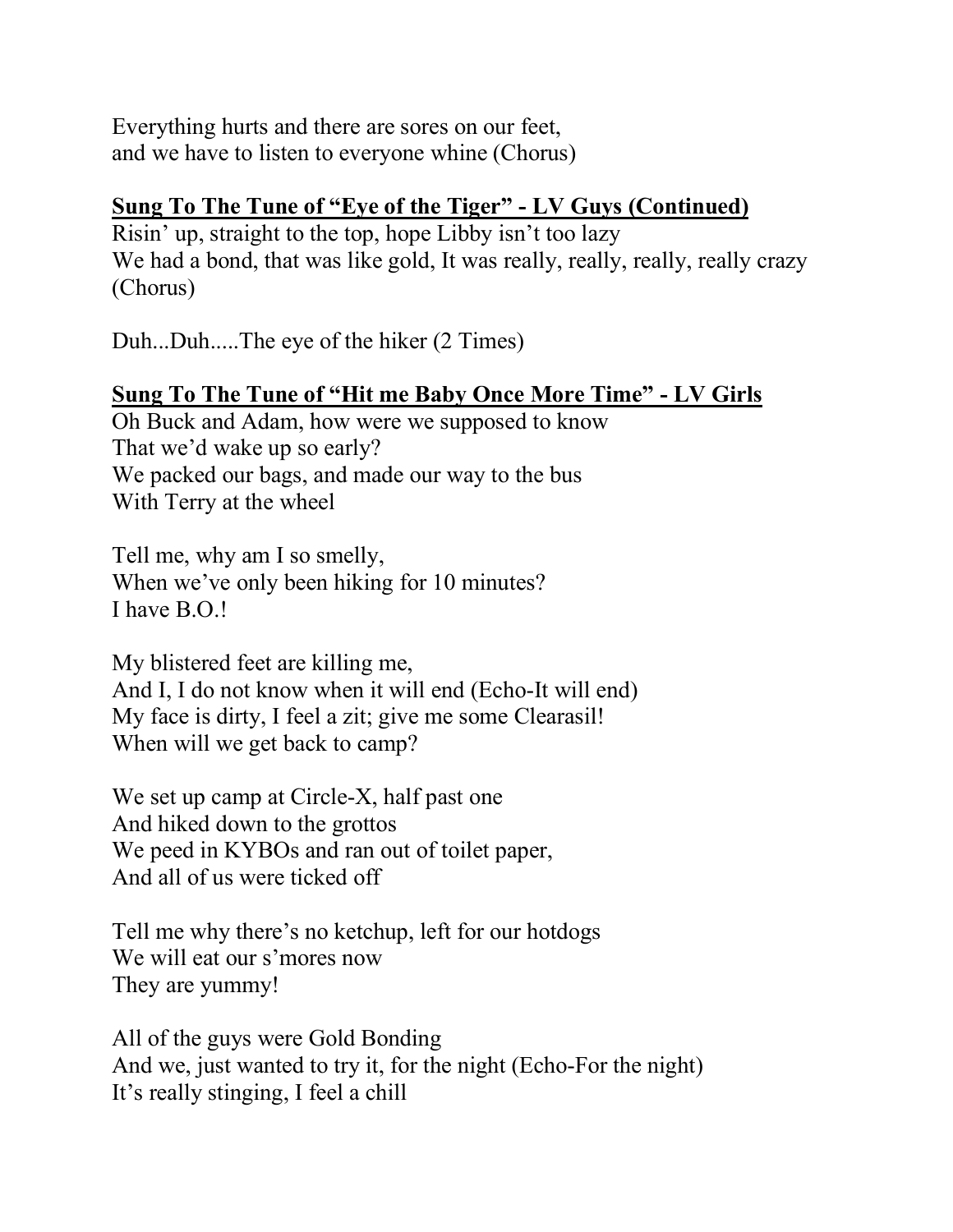Everything hurts and there are sores on our feet,
and we have to listen to everyone whine (Chorus)

**Sung To The Tune of "Eye of the Tiger" - LV Guys (Continued)**

Risin' up, straight to the top, hope Libby isn't too lazy
We had a bond, that was like gold, It was really, really, really, really crazy
(Chorus)

Duh...Duh.....The eye of the hiker (2 Times)

**Sung To The Tune of "Hit me Baby Once More Time" - LV Girls**

Oh Buck and Adam, how were we supposed to know
That we'd wake up so early?
We packed our bags, and made our way to the bus
With Terry at the wheel

Tell me, why am I so smelly,
When we've only been hiking for 10 minutes?
I have B.O.!

My blistered feet are killing me,
And I, I do not know when it will end (Echo-It will end)
My face is dirty, I feel a zit; give me some Clearasil!
When will we get back to camp?

We set up camp at Circle-X, half past one
And hiked down to the grottos
We peed in KYBOs and ran out of toilet paper,
And all of us were ticked off

Tell me why there's no ketchup, left for our hotdogs
We will eat our s'mores now
They are yummy!

All of the guys were Gold Bonding
And we, just wanted to try it, for the night (Echo-For the night)
It's really stinging, I feel a chill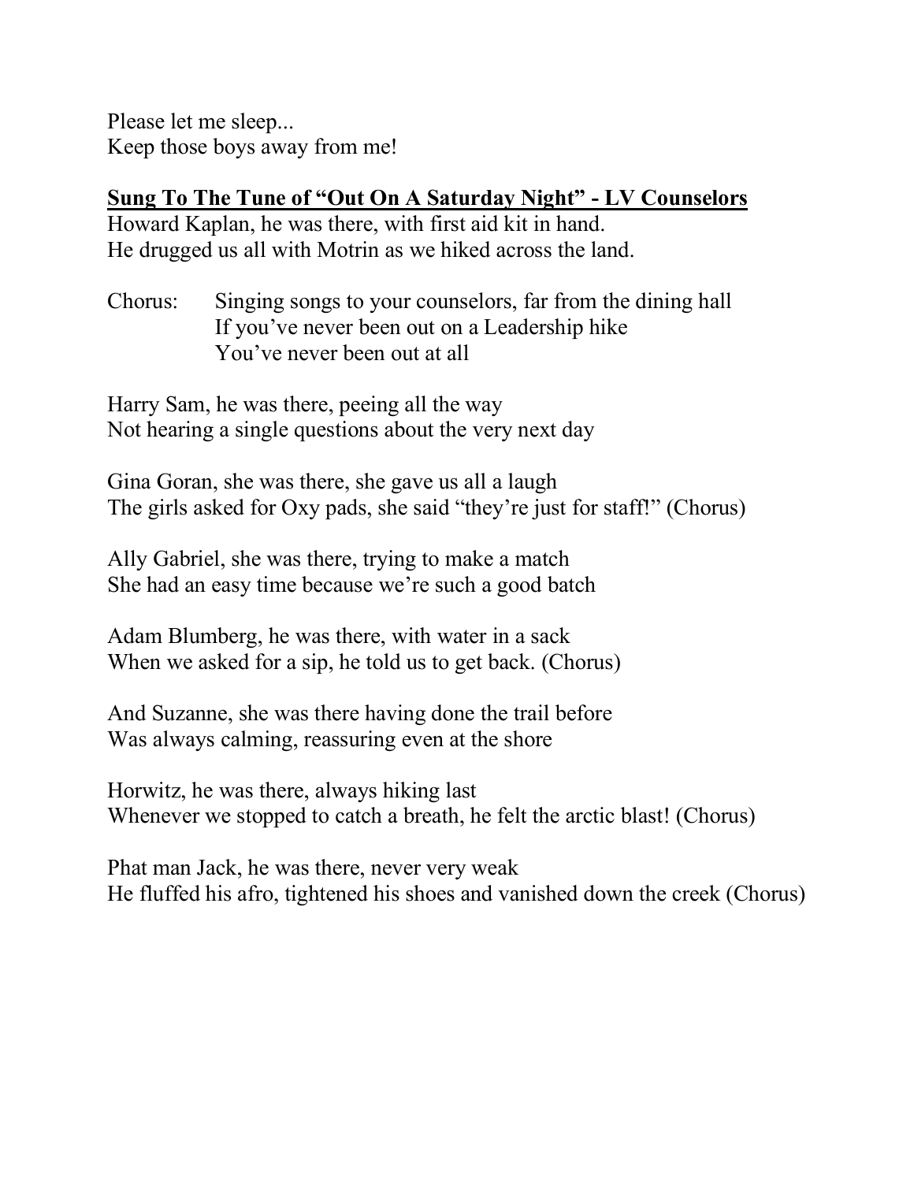Please let me sleep...
Keep those boys away from me!

**<u>Sung To The Tune of "Out On A Saturday Night" - LV Counselors</u>**

Howard Kaplan, he was there, with first aid kit in hand.
He drugged us all with Motrin as we hiked across the land.

Chorus: Singing songs to your counselors, far from the dining hall
If you've never been out on a Leadership hike
You've never been out at all

Harry Sam, he was there, peeing all the way
Not hearing a single questions about the very next day

Gina Goran, she was there, she gave us all a laugh
The girls asked for Oxy pads, she said "they're just for staff!" (Chorus)

Ally Gabriel, she was there, trying to make a match
She had an easy time because we're such a good batch

Adam Blumberg, he was there, with water in a sack
When we asked for a sip, he told us to get back. (Chorus)

And Suzanne, she was there having done the trail before
Was always calming, reassuring even at the shore

Horwitz, he was there, always hiking last
Whenever we stopped to catch a breath, he felt the arctic blast! (Chorus)

Phat man Jack, he was there, never very weak
He fluffed his afro, tightened his shoes and vanished down the creek (Chorus)